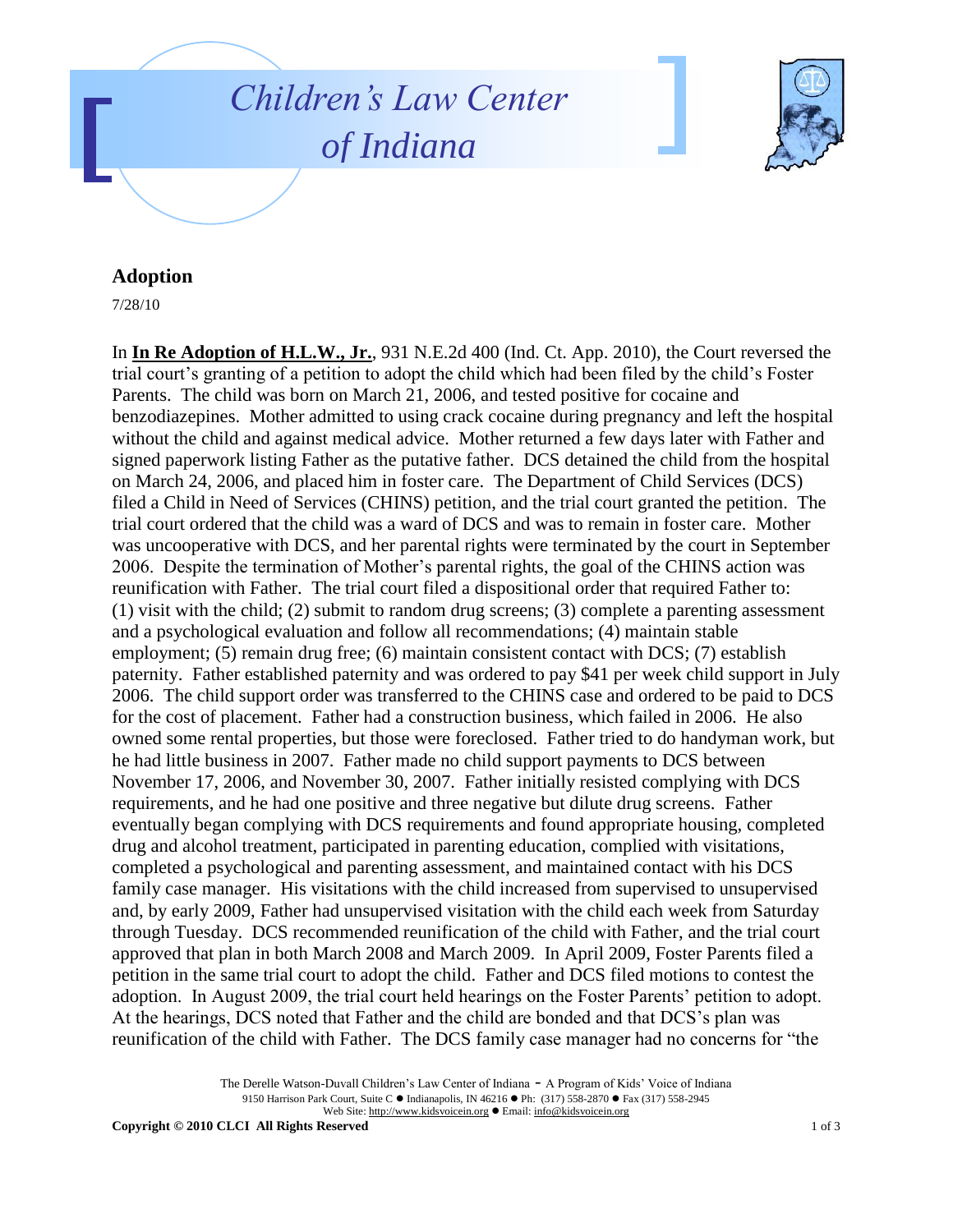# Children's Law Center of Indiana

## Adoption

7/28/10

In **In Re Adoption of H.L.W., Jr.**, 931 N.E.2d 400 (Ind. Ct. App. 2010), the Court reversed the trial court's granting of a petition to adopt the child which had been filed by the child's Foster Parents. The child was born on March 21, 2006, and tested positive for cocaine and benzodiazepines. Mother admitted to using crack cocaine during pregnancy and left the hospital without the child and against medical advice. Mother returned a few days later with Father and signed paperwork listing Father as the putative father. DCS detained the child from the hospital on March 24, 2006, and placed him in foster care. The Department of Child Services (DCS) filed a Child in Need of Services (CHINS) petition, and the trial court granted the petition. The trial court ordered that the child was a ward of DCS and was to remain in foster care. Mother was uncooperative with DCS, and her parental rights were terminated by the court in September 2006. Despite the termination of Mother's parental rights, the goal of the CHINS action was reunification with Father. The trial court filed a dispositional order that required Father to: (1) visit with the child; (2) submit to random drug screens; (3) complete a parenting assessment and a psychological evaluation and follow all recommendations; (4) maintain stable employment; (5) remain drug free; (6) maintain consistent contact with DCS; (7) establish paternity. Father established paternity and was ordered to pay $41 per week child support in July 2006. The child support order was transferred to the CHINS case and ordered to be paid to DCS for the cost of placement. Father had a construction business, which failed in 2006. He also owned some rental properties, but those were foreclosed. Father tried to do handyman work, but he had little business in 2007. Father made no child support payments to DCS between November 17, 2006, and November 30, 2007. Father initially resisted complying with DCS requirements, and he had one positive and three negative but dilute drug screens. Father eventually began complying with DCS requirements and found appropriate housing, completed drug and alcohol treatment, participated in parenting education, complied with visitations, completed a psychological and parenting assessment, and maintained contact with his DCS family case manager. His visitations with the child increased from supervised to unsupervised and, by early 2009, Father had unsupervised visitation with the child each week from Saturday through Tuesday. DCS recommended reunification of the child with Father, and the trial court approved that plan in both March 2008 and March 2009. In April 2009, Foster Parents filed a petition in the same trial court to adopt the child. Father and DCS filed motions to contest the adoption. In August 2009, the trial court held hearings on the Foster Parents' petition to adopt. At the hearings, DCS noted that Father and the child are bonded and that DCS's plan was reunification of the child with Father. The DCS family case manager had no concerns for "the

The Derelle Watson-Duvall Children's Law Center of Indiana - A Program of Kids' Voice of Indiana
9150 Harrison Park Court, Suite C ● Indianapolis, IN 46216 ● Ph: (317) 558-2870 ● Fax (317) 558-2945
Web Site: http://www.kidsvoicein.org ● Email: info@kidsvoicein.org

**Copyright © 2010 CLCI All Rights Reserved**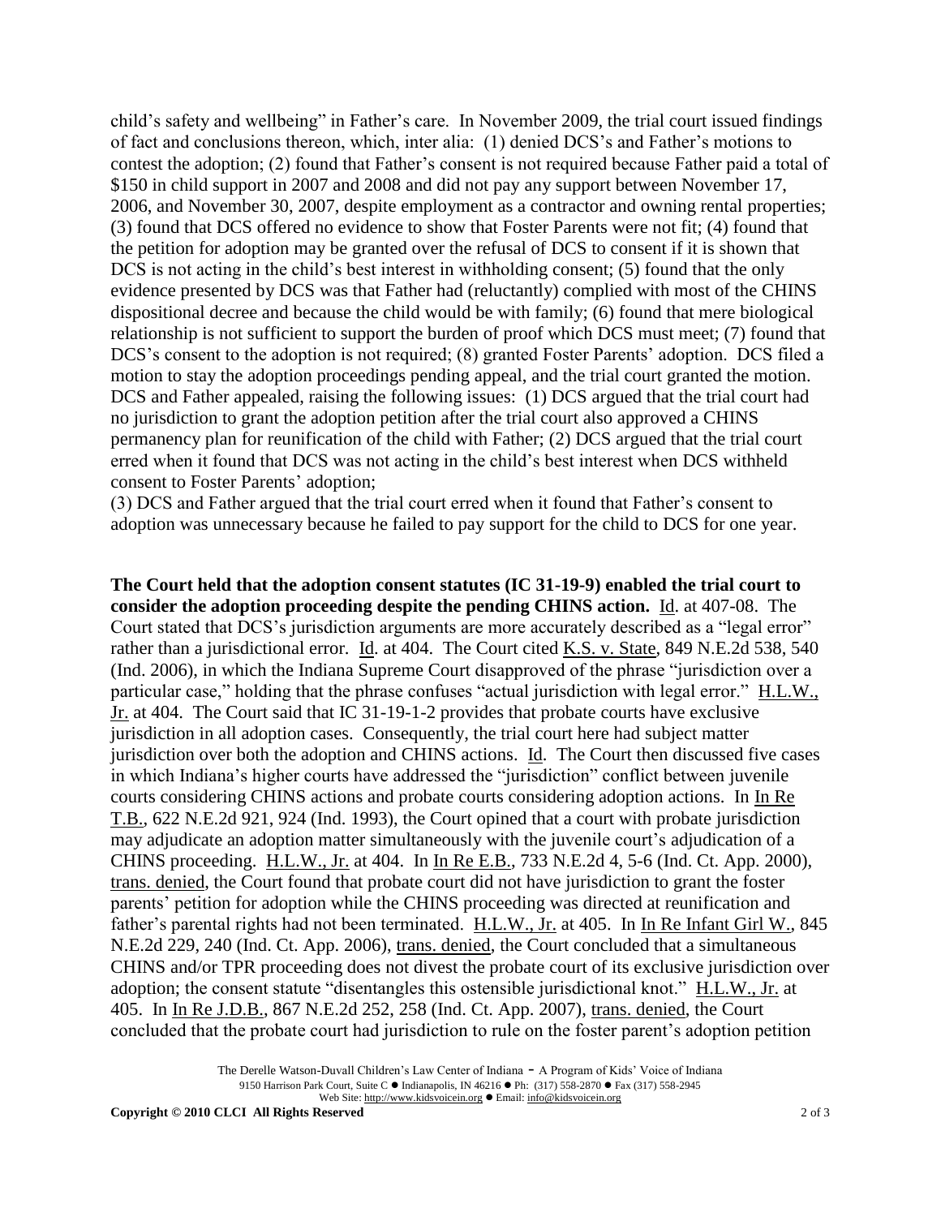child's safety and wellbeing" in Father's care. In November 2009, the trial court issued findings of fact and conclusions thereon, which, inter alia: (1) denied DCS's and Father's motions to contest the adoption; (2) found that Father's consent is not required because Father paid a total of $150 in child support in 2007 and 2008 and did not pay any support between November 17, 2006, and November 30, 2007, despite employment as a contractor and owning rental properties; (3) found that DCS offered no evidence to show that Foster Parents were not fit; (4) found that the petition for adoption may be granted over the refusal of DCS to consent if it is shown that DCS is not acting in the child's best interest in withholding consent; (5) found that the only evidence presented by DCS was that Father had (reluctantly) complied with most of the CHINS dispositional decree and because the child would be with family; (6) found that mere biological relationship is not sufficient to support the burden of proof which DCS must meet; (7) found that DCS's consent to the adoption is not required; (8) granted Foster Parents' adoption. DCS filed a motion to stay the adoption proceedings pending appeal, and the trial court granted the motion. DCS and Father appealed, raising the following issues: (1) DCS argued that the trial court had no jurisdiction to grant the adoption petition after the trial court also approved a CHINS permanency plan for reunification of the child with Father; (2) DCS argued that the trial court erred when it found that DCS was not acting in the child's best interest when DCS withheld consent to Foster Parents' adoption;
(3) DCS and Father argued that the trial court erred when it found that Father's consent to adoption was unnecessary because he failed to pay support for the child to DCS for one year.

**The Court held that the adoption consent statutes (IC 31-19-9) enabled the trial court to consider the adoption proceeding despite the pending CHINS action.** Id. at 407-08. The Court stated that DCS's jurisdiction arguments are more accurately described as a "legal error" rather than a jurisdictional error. Id. at 404. The Court cited K.S. v. State, 849 N.E.2d 538, 540 (Ind. 2006), in which the Indiana Supreme Court disapproved of the phrase "jurisdiction over a particular case," holding that the phrase confuses "actual jurisdiction with legal error." H.L.W., Jr. at 404. The Court said that IC 31-19-1-2 provides that probate courts have exclusive jurisdiction in all adoption cases. Consequently, the trial court here had subject matter jurisdiction over both the adoption and CHINS actions. Id. The Court then discussed five cases in which Indiana's higher courts have addressed the "jurisdiction" conflict between juvenile courts considering CHINS actions and probate courts considering adoption actions. In In Re T.B., 622 N.E.2d 921, 924 (Ind. 1993), the Court opined that a court with probate jurisdiction may adjudicate an adoption matter simultaneously with the juvenile court's adjudication of a CHINS proceeding. H.L.W., Jr. at 404. In In Re E.B., 733 N.E.2d 4, 5-6 (Ind. Ct. App. 2000), trans. denied, the Court found that probate court did not have jurisdiction to grant the foster parents' petition for adoption while the CHINS proceeding was directed at reunification and father's parental rights had not been terminated. H.L.W., Jr. at 405. In In Re Infant Girl W., 845 N.E.2d 229, 240 (Ind. Ct. App. 2006), trans. denied, the Court concluded that a simultaneous CHINS and/or TPR proceeding does not divest the probate court of its exclusive jurisdiction over adoption; the consent statute "disentangles this ostensible jurisdictional knot." H.L.W., Jr. at 405. In In Re J.D.B., 867 N.E.2d 252, 258 (Ind. Ct. App. 2007), trans. denied, the Court concluded that the probate court had jurisdiction to rule on the foster parent's adoption petition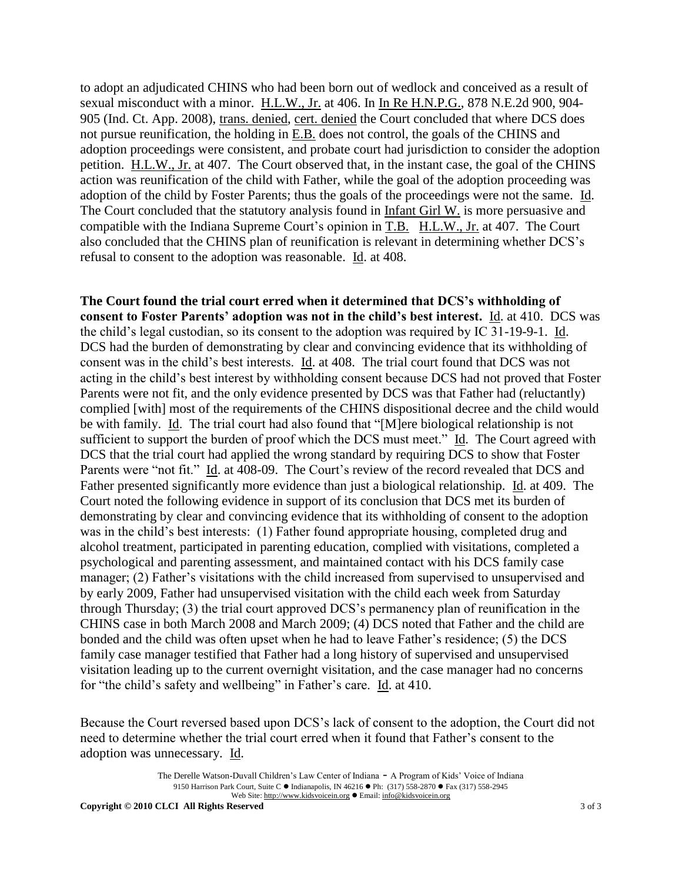to adopt an adjudicated CHINS who had been born out of wedlock and conceived as a result of sexual misconduct with a minor. H.L.W., Jr. at 406. In In Re H.N.P.G., 878 N.E.2d 900, 904-905 (Ind. Ct. App. 2008), trans. denied, cert. denied the Court concluded that where DCS does not pursue reunification, the holding in E.B. does not control, the goals of the CHINS and adoption proceedings were consistent, and probate court had jurisdiction to consider the adoption petition. H.L.W., Jr. at 407. The Court observed that, in the instant case, the goal of the CHINS action was reunification of the child with Father, while the goal of the adoption proceeding was adoption of the child by Foster Parents; thus the goals of the proceedings were not the same. Id. The Court concluded that the statutory analysis found in Infant Girl W. is more persuasive and compatible with the Indiana Supreme Court's opinion in T.B. H.L.W., Jr. at 407. The Court also concluded that the CHINS plan of reunification is relevant in determining whether DCS's refusal to consent to the adoption was reasonable. Id. at 408.

**The Court found the trial court erred when it determined that DCS's withholding of consent to Foster Parents' adoption was not in the child's best interest.** Id. at 410. DCS was the child's legal custodian, so its consent to the adoption was required by IC 31-19-9-1. Id. DCS had the burden of demonstrating by clear and convincing evidence that its withholding of consent was in the child's best interests. Id. at 408. The trial court found that DCS was not acting in the child's best interest by withholding consent because DCS had not proved that Foster Parents were not fit, and the only evidence presented by DCS was that Father had (reluctantly) complied [with] most of the requirements of the CHINS dispositional decree and the child would be with family. Id. The trial court had also found that "[M]ere biological relationship is not sufficient to support the burden of proof which the DCS must meet." Id. The Court agreed with DCS that the trial court had applied the wrong standard by requiring DCS to show that Foster Parents were "not fit." Id. at 408-09. The Court's review of the record revealed that DCS and Father presented significantly more evidence than just a biological relationship. Id. at 409. The Court noted the following evidence in support of its conclusion that DCS met its burden of demonstrating by clear and convincing evidence that its withholding of consent to the adoption was in the child's best interests: (1) Father found appropriate housing, completed drug and alcohol treatment, participated in parenting education, complied with visitations, completed a psychological and parenting assessment, and maintained contact with his DCS family case manager; (2) Father's visitations with the child increased from supervised to unsupervised and by early 2009, Father had unsupervised visitation with the child each week from Saturday through Thursday; (3) the trial court approved DCS's permanency plan of reunification in the CHINS case in both March 2008 and March 2009; (4) DCS noted that Father and the child are bonded and the child was often upset when he had to leave Father's residence; (5) the DCS family case manager testified that Father had a long history of supervised and unsupervised visitation leading up to the current overnight visitation, and the case manager had no concerns for "the child's safety and wellbeing" in Father's care. Id. at 410.

Because the Court reversed based upon DCS's lack of consent to the adoption, the Court did not need to determine whether the trial court erred when it found that Father's consent to the adoption was unnecessary. Id.

The Derelle Watson-Duvall Children's Law Center of Indiana - A Program of Kids' Voice of Indiana
9150 Harrison Park Court, Suite C ● Indianapolis, IN 46216 ● Ph: (317) 558-2870 ● Fax (317) 558-2945
Web Site: http://www.kidsvoicein.org ● Email: info@kidsvoicein.org

**Copyright © 2010 CLCI All Rights Reserved**